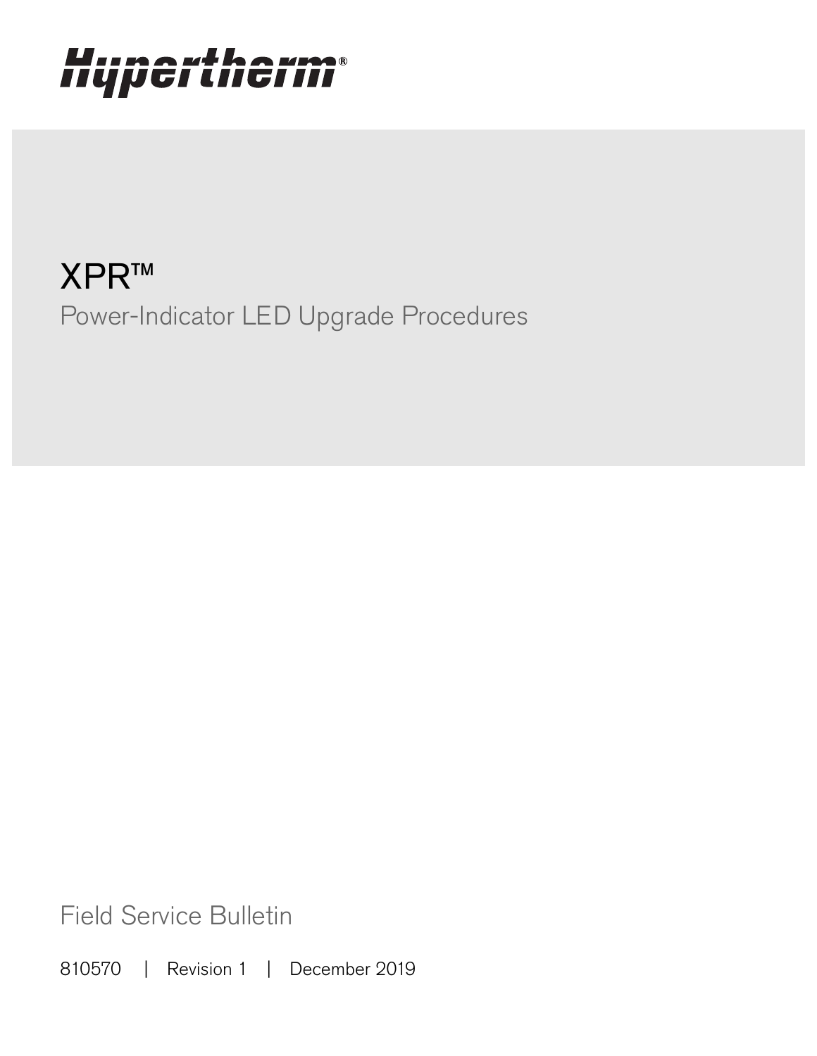# Hypertherm®

# XPR™

## Power-Indicator LED Upgrade Procedures

Field Service Bulletin

810570 | Revision 1 | December 2019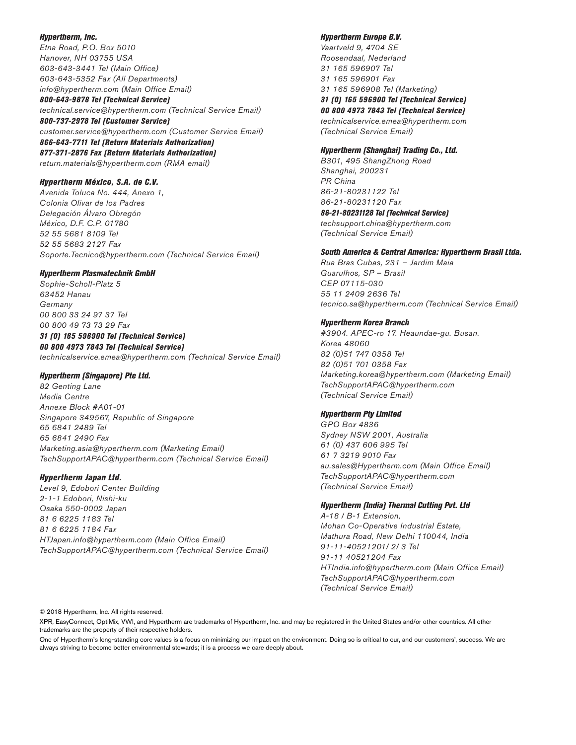***Hypertherm, Inc.***
*Etna Road, P.O. Box 5010*
*Hanover, NH 03755 USA*
*603-643-3441 Tel (Main Office)*
*603-643-5352 Fax (All Departments)*
*info@hypertherm.com (Main Office Email)*
***800-643-9878 Tel (Technical Service)***
*technical.service@hypertherm.com (Technical Service Email)*
***800-737-2978 Tel (Customer Service)***
*customer.service@hypertherm.com (Customer Service Email)*
***866-643-7711 Tel (Return Materials Authorization)***
***877-371-2876 Fax (Return Materials Authorization)***
*return.materials@hypertherm.com (RMA email)*

***Hypertherm México, S.A. de C.V.***
*Avenida Toluca No. 444, Anexo 1,*
*Colonia Olivar de los Padres*
*Delegación Álvaro Obregón*
*México, D.F. C.P. 01780*
*52 55 5681 8109 Tel*
*52 55 5683 2127 Fax*
*Soporte.Tecnico@hypertherm.com (Technical Service Email)*

***Hypertherm Plasmatechnik GmbH***
*Sophie-Scholl-Platz 5*
*63452 Hanau*
*Germany*
*00 800 33 24 97 37 Tel*
*00 800 49 73 73 29 Fax*
***31 (0) 165 596900 Tel (Technical Service)***
***00 800 4973 7843 Tel (Technical Service)***
*technicalservice.emea@hypertherm.com (Technical Service Email)*

***Hypertherm (Singapore) Pte Ltd.***
*82 Genting Lane*
*Media Centre*
*Annexe Block #A01-01*
*Singapore 349567, Republic of Singapore*
*65 6841 2489 Tel*
*65 6841 2490 Fax*
*Marketing.asia@hypertherm.com (Marketing Email)*
*TechSupportAPAC@hypertherm.com (Technical Service Email)*

***Hypertherm Japan Ltd.***
*Level 9, Edobori Center Building*
*2-1-1 Edobori, Nishi-ku*
*Osaka 550-0002 Japan*
*81 6 6225 1183 Tel*
*81 6 6225 1184 Fax*
*HTJapan.info@hypertherm.com (Main Office Email)*
*TechSupportAPAC@hypertherm.com (Technical Service Email)*

***Hypertherm Europe B.V.***
*Vaartveld 9, 4704 SE*
*Roosendaal, Nederland*
*31 165 596907 Tel*
*31 165 596901 Fax*
*31 165 596908 Tel (Marketing)*
***31 (0) 165 596900 Tel (Technical Service)***
***00 800 4973 7843 Tel (Technical Service)***
*technicalservice.emea@hypertherm.com*
*(Technical Service Email)*

***Hypertherm (Shanghai) Trading Co., Ltd.***
*B301, 495 ShangZhong Road*
*Shanghai, 200231*
*PR China*
*86-21-80231122 Tel*
*86-21-80231120 Fax*
***86-21-80231128 Tel (Technical Service)***
*techsupport.china@hypertherm.com*
*(Technical Service Email)*

***South America & Central America: Hypertherm Brasil Ltda.***
*Rua Bras Cubas, 231 – Jardim Maia*
*Guarulhos, SP – Brasil*
*CEP 07115-030*
*55 11 2409 2636 Tel*
*tecnico.sa@hypertherm.com (Technical Service Email)*

***Hypertherm Korea Branch***
*#3904. APEC-ro 17. Heaundae-gu. Busan.*
*Korea 48060*
*82 (0)51 747 0358 Tel*
*82 (0)51 701 0358 Fax*
*Marketing.korea@hypertherm.com (Marketing Email)*
*TechSupportAPAC@hypertherm.com*
*(Technical Service Email)*

***Hypertherm Pty Limited***
*GPO Box 4836*
*Sydney NSW 2001, Australia*
*61 (0) 437 606 995 Tel*
*61 7 3219 9010 Fax*
*au.sales@Hypertherm.com (Main Office Email)*
*TechSupportAPAC@hypertherm.com*
*(Technical Service Email)*

***Hypertherm (India) Thermal Cutting Pvt. Ltd***
*A-18 / B-1 Extension,*
*Mohan Co-Operative Industrial Estate,*
*Mathura Road, New Delhi 110044, India*
*91-11-40521201/ 2/ 3 Tel*
*91-11 40521204 Fax*
*HTIndia.info@hypertherm.com (Main Office Email)*
*TechSupportAPAC@hypertherm.com*
*(Technical Service Email)*

© 2018 Hypertherm, Inc. All rights reserved.

XPR, EasyConnect, OptiMix, VWI, and Hypertherm are trademarks of Hypertherm, Inc. and may be registered in the United States and/or other countries. All other trademarks are the property of their respective holders.

One of Hypertherm's long-standing core values is a focus on minimizing our impact on the environment. Doing so is critical to our, and our customers', success. We are always striving to become better environmental stewards; it is a process we care deeply about.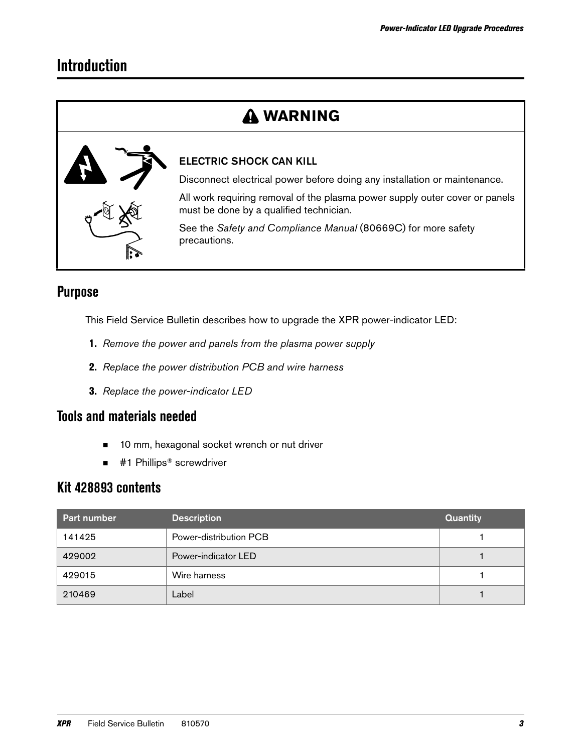# Introduction

**⚠ WARNING**

**ELECTRIC SHOCK CAN KILL**

Disconnect electrical power before doing any installation or maintenance.

All work requiring removal of the plasma power supply outer cover or panels must be done by a qualified technician.

See the *Safety and Compliance Manual* (80669C) for more safety precautions.

## Purpose

This Field Service Bulletin describes how to upgrade the XPR power-indicator LED:

1. *Remove the power and panels from the plasma power supply*
2. *Replace the power distribution PCB and wire harness*
3. *Replace the power-indicator LED*

## Tools and materials needed

- 10 mm, hexagonal socket wrench or nut driver
- #1 Phillips® screwdriver

## Kit 428893 contents

| Part number | Description | Quantity |
|---|---|---|
| 141425 | Power-distribution PCB | 1 |
| 429002 | Power-indicator LED | 1 |
| 429015 | Wire harness | 1 |
| 210469 | Label | 1 |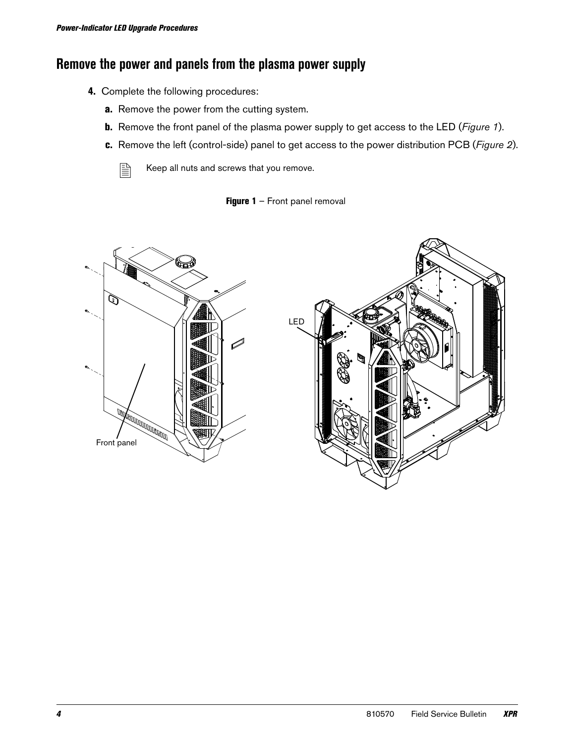## Remove the power and panels from the plasma power supply

**4.** Complete the following procedures:

   **a.** Remove the power from the cutting system.

   **b.** Remove the front panel of the plasma power supply to get access to the LED (*Figure 1*).

   **c.** Remove the left (control-side) panel to get access to the power distribution PCB (*Figure 2*).

Keep all nuts and screws that you remove.

**Figure 1** – Front panel removal

Front panel

LED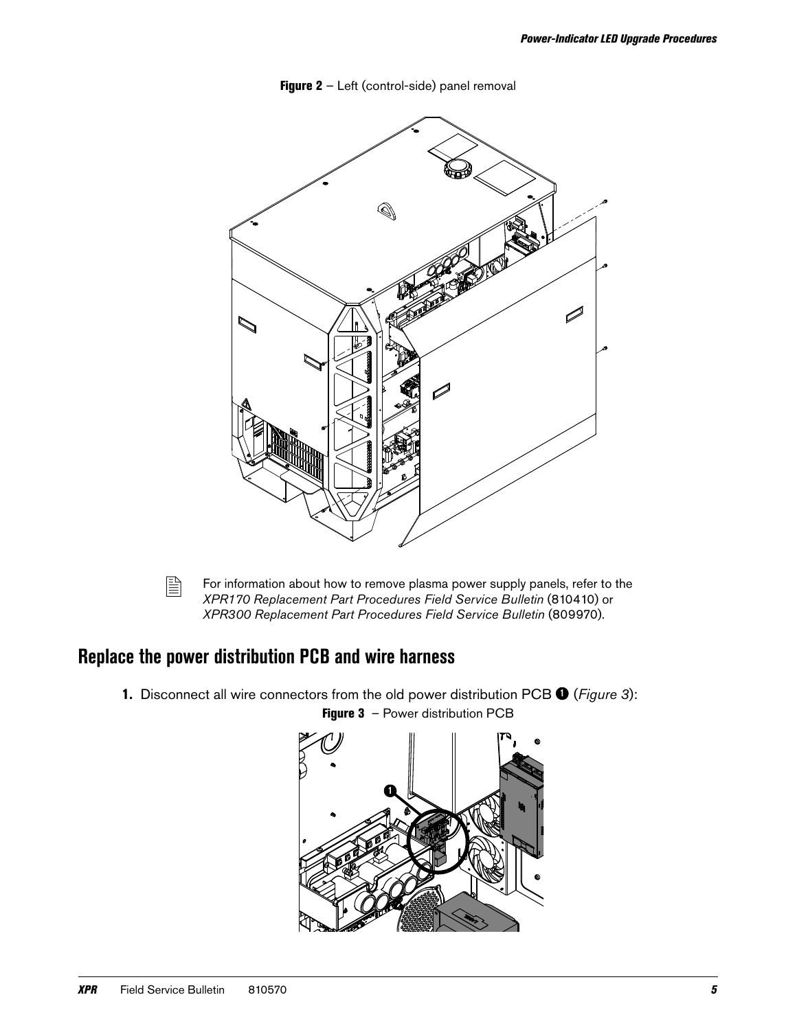**Figure 2** – Left (control-side) panel removal

For information about how to remove plasma power supply panels, refer to the *XPR170 Replacement Part Procedures Field Service Bulletin* (810410) or *XPR300 Replacement Part Procedures Field Service Bulletin* (809970).

## Replace the power distribution PCB and wire harness

1. Disconnect all wire connectors from the old power distribution PCB ❶ (*Figure 3*):

**Figure 3** – Power distribution PCB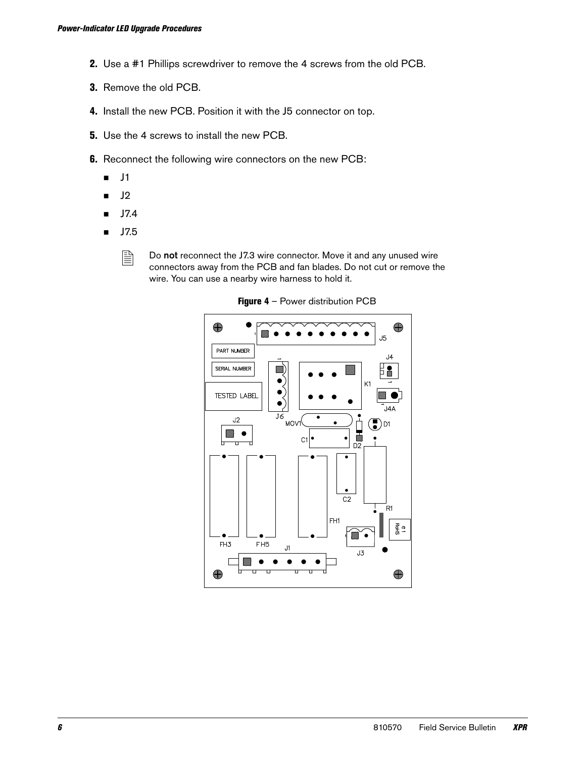2. Use a #1 Phillips screwdriver to remove the 4 screws from the old PCB.

3. Remove the old PCB.

4. Install the new PCB. Position it with the J5 connector on top.

5. Use the 4 screws to install the new PCB.

6. Reconnect the following wire connectors on the new PCB:

   - J1
   - J2
   - J7.4
   - J7.5

   Do **not** reconnect the J7.3 wire connector. Move it and any unused wire connectors away from the PCB and fan blades. Do not cut or remove the wire. You can use a nearby wire harness to hold it.

**Figure 4** – Power distribution PCB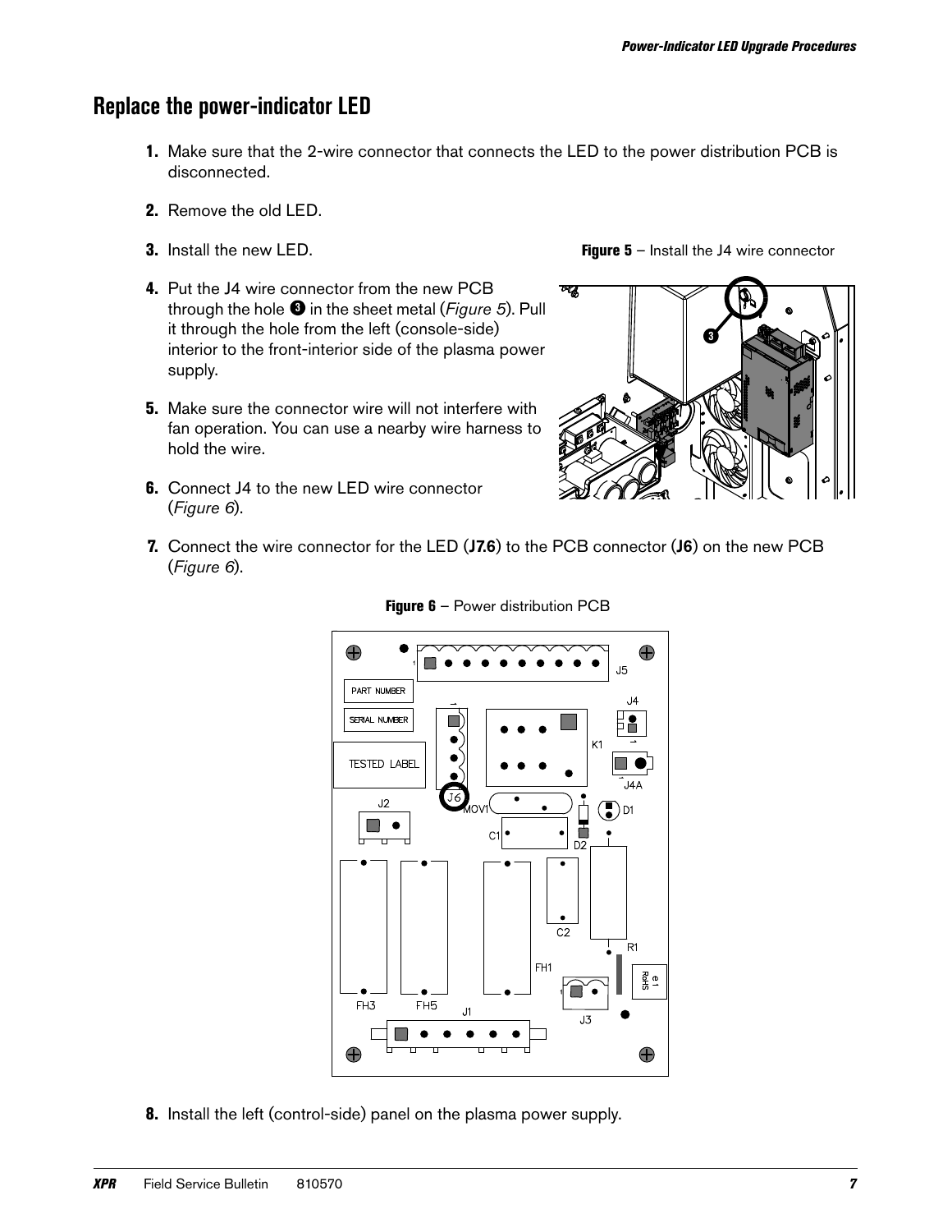## Replace the power-indicator LED

1. Make sure that the 2-wire connector that connects the LED to the power distribution PCB is disconnected.
2. Remove the old LED.
3. Install the new LED.
4. Put the J4 wire connector from the new PCB through the hole ❸ in the sheet metal (*Figure 5*). Pull it through the hole from the left (console-side) interior to the front-interior side of the plasma power supply.
5. Make sure the connector wire will not interfere with fan operation. You can use a nearby wire harness to hold the wire.
6. Connect J4 to the new LED wire connector (*Figure 6*).

**Figure 5** – Install the J4 wire connector

7. Connect the wire connector for the LED (**J7.6**) to the PCB connector (**J6**) on the new PCB (*Figure 6*).

**Figure 6** – Power distribution PCB

8. Install the left (control-side) panel on the plasma power supply.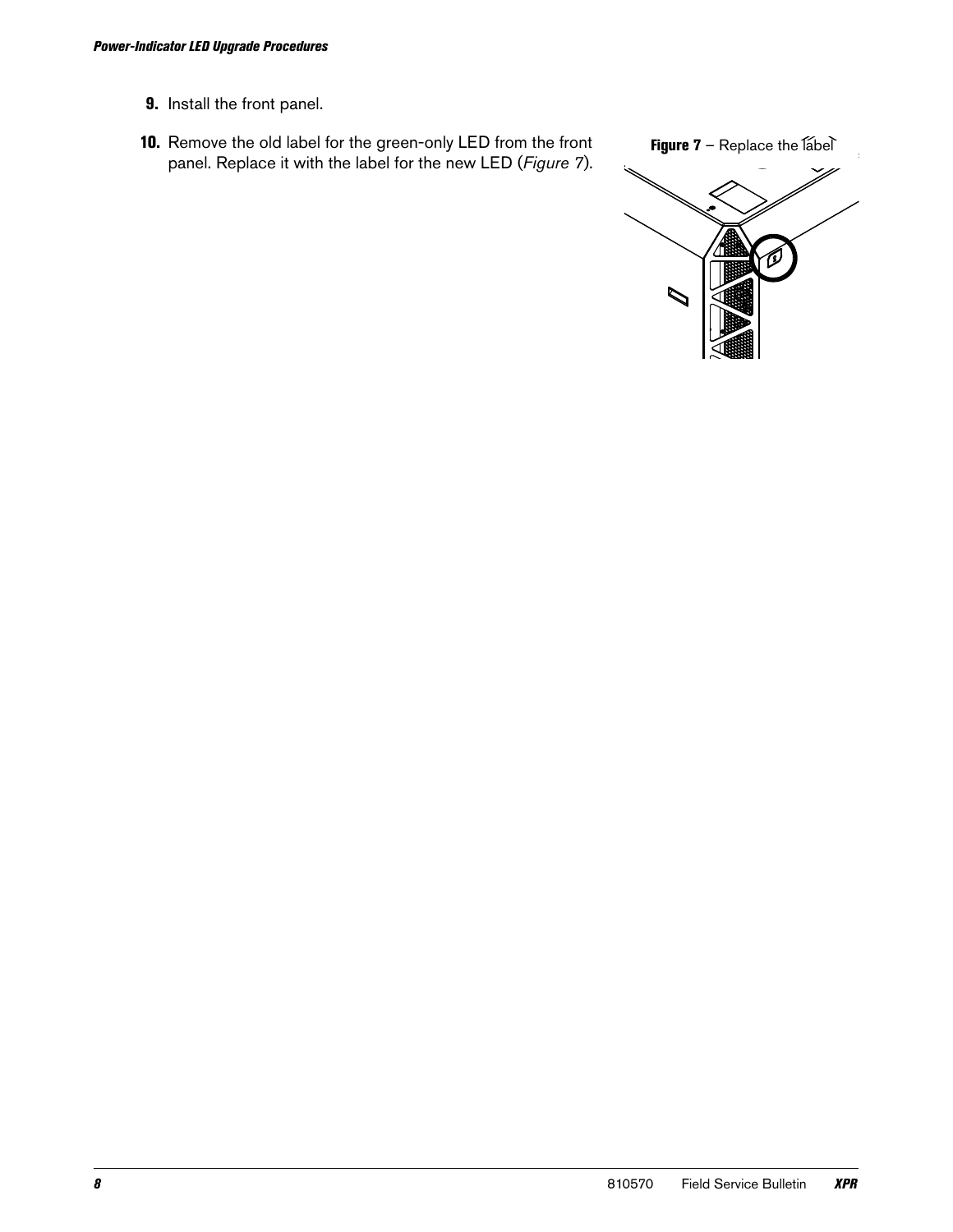9. Install the front panel.

10. Remove the old label for the green-only LED from the front panel. Replace it with the label for the new LED (*Figure 7*).

**Figure 7** – Replace the label